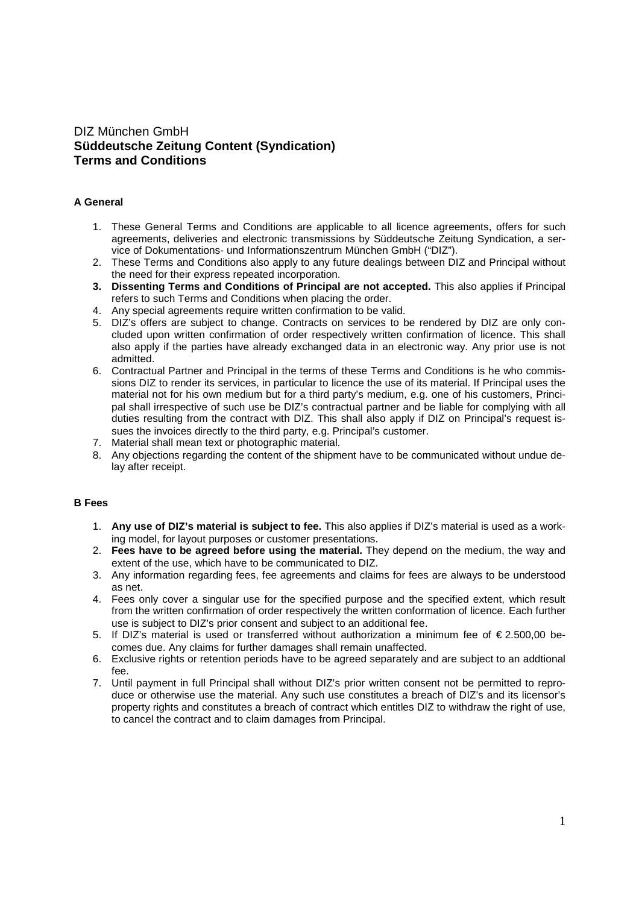DIZ München GmbH

# Süddeutsche Zeitung Content (Syndication) Terms and Conditions

## A General

1. These General Terms and Conditions are applicable to all licence agreements, offers for such agreements, deliveries and electronic transmissions by Süddeutsche Zeitung Syndication, a service of Dokumentations- und Informationszentrum München GmbH ("DIZ").
2. These Terms and Conditions also apply to any future dealings between DIZ and Principal without the need for their express repeated incorporation.
3. **Dissenting Terms and Conditions of Principal are not accepted.** This also applies if Principal refers to such Terms and Conditions when placing the order.
4. Any special agreements require written confirmation to be valid.
5. DIZ's offers are subject to change. Contracts on services to be rendered by DIZ are only concluded upon written confirmation of order respectively written confirmation of licence. This shall also apply if the parties have already exchanged data in an electronic way. Any prior use is not admitted.
6. Contractual Partner and Principal in the terms of these Terms and Conditions is he who commissions DIZ to render its services, in particular to licence the use of its material. If Principal uses the material not for his own medium but for a third party's medium, e.g. one of his customers, Principal shall irrespective of such use be DIZ's contractual partner and be liable for complying with all duties resulting from the contract with DIZ. This shall also apply if DIZ on Principal's request issues the invoices directly to the third party, e.g. Principal's customer.
7. Material shall mean text or photographic material.
8. Any objections regarding the content of the shipment have to be communicated without undue delay after receipt.

## B Fees

1. **Any use of DIZ's material is subject to fee.** This also applies if DIZ's material is used as a working model, for layout purposes or customer presentations.
2. **Fees have to be agreed before using the material.** They depend on the medium, the way and extent of the use, which have to be communicated to DIZ.
3. Any information regarding fees, fee agreements and claims for fees are always to be understood as net.
4. Fees only cover a singular use for the specified purpose and the specified extent, which result from the written confirmation of order respectively the written conformation of licence. Each further use is subject to DIZ's prior consent and subject to an additional fee.
5. If DIZ's material is used or transferred without authorization a minimum fee of € 2.500,00 becomes due. Any claims for further damages shall remain unaffected.
6. Exclusive rights or retention periods have to be agreed separately and are subject to an addtional fee.
7. Until payment in full Principal shall without DIZ's prior written consent not be permitted to reproduce or otherwise use the material. Any such use constitutes a breach of DIZ's and its licensor's property rights and constitutes a breach of contract which entitles DIZ to withdraw the right of use, to cancel the contract and to claim damages from Principal.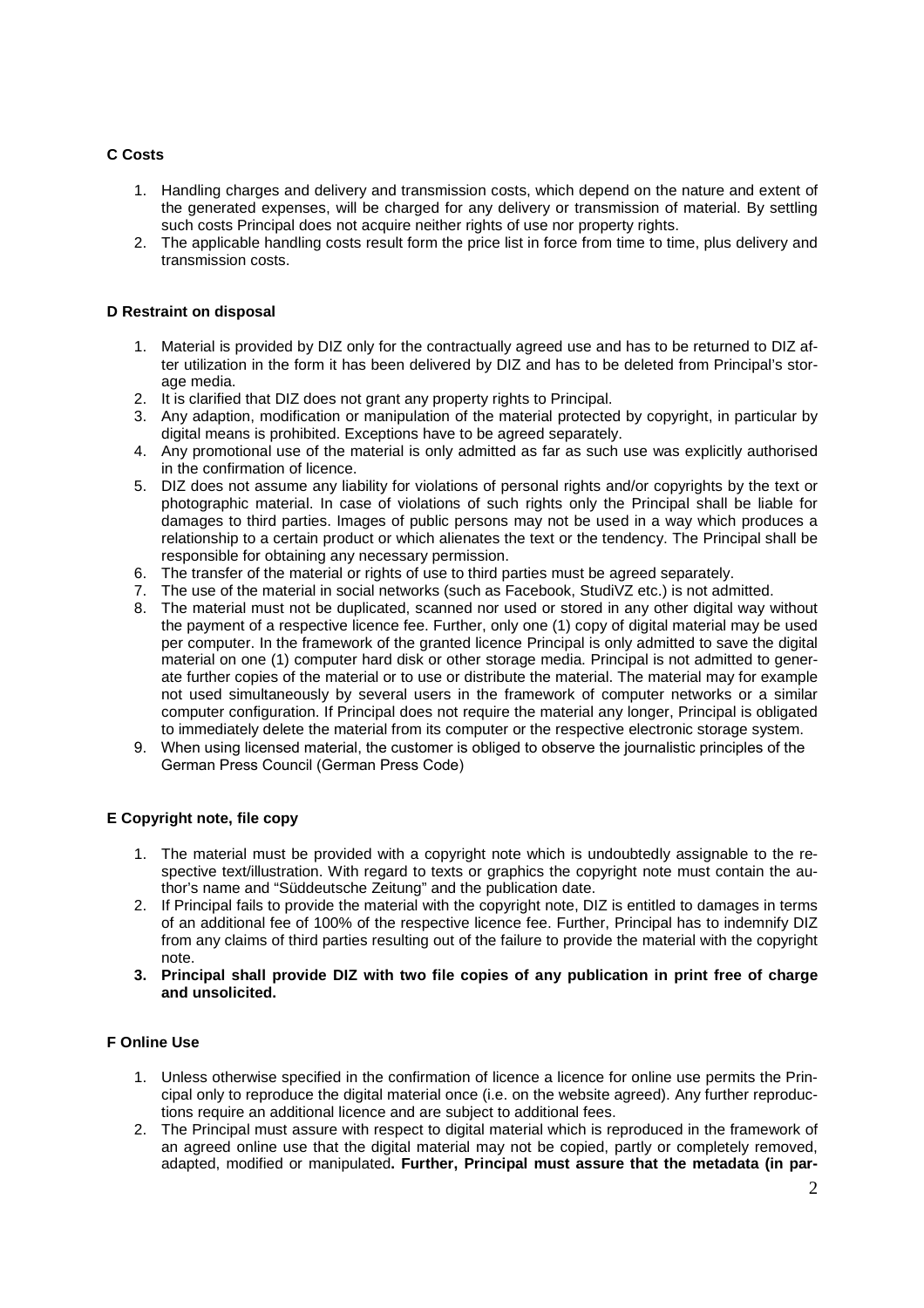**C Costs**

1. Handling charges and delivery and transmission costs, which depend on the nature and extent of the generated expenses, will be charged for any delivery or transmission of material. By settling such costs Principal does not acquire neither rights of use nor property rights.
2. The applicable handling costs result form the price list in force from time to time, plus delivery and transmission costs.

**D Restraint on disposal**

1. Material is provided by DIZ only for the contractually agreed use and has to be returned to DIZ after utilization in the form it has been delivered by DIZ and has to be deleted from Principal's storage media.
2. It is clarified that DIZ does not grant any property rights to Principal.
3. Any adaption, modification or manipulation of the material protected by copyright, in particular by digital means is prohibited. Exceptions have to be agreed separately.
4. Any promotional use of the material is only admitted as far as such use was explicitly authorised in the confirmation of licence.
5. DIZ does not assume any liability for violations of personal rights and/or copyrights by the text or photographic material. In case of violations of such rights only the Principal shall be liable for damages to third parties. Images of public persons may not be used in a way which produces a relationship to a certain product or which alienates the text or the tendency. The Principal shall be responsible for obtaining any necessary permission.
6. The transfer of the material or rights of use to third parties must be agreed separately.
7. The use of the material in social networks (such as Facebook, StudiVZ etc.) is not admitted.
8. The material must not be duplicated, scanned nor used or stored in any other digital way without the payment of a respective licence fee. Further, only one (1) copy of digital material may be used per computer. In the framework of the granted licence Principal is only admitted to save the digital material on one (1) computer hard disk or other storage media. Principal is not admitted to generate further copies of the material or to use or distribute the material. The material may for example not used simultaneously by several users in the framework of computer networks or a similar computer configuration. If Principal does not require the material any longer, Principal is obligated to immediately delete the material from its computer or the respective electronic storage system.
9. When using licensed material, the customer is obliged to observe the journalistic principles of the German Press Council (German Press Code)

**E Copyright note, file copy**

1. The material must be provided with a copyright note which is undoubtedly assignable to the respective text/illustration. With regard to texts or graphics the copyright note must contain the author's name and "Süddeutsche Zeitung" and the publication date.
2. If Principal fails to provide the material with the copyright note, DIZ is entitled to damages in terms of an additional fee of 100% of the respective licence fee. Further, Principal has to indemnify DIZ from any claims of third parties resulting out of the failure to provide the material with the copyright note.
3. **Principal shall provide DIZ with two file copies of any publication in print free of charge and unsolicited.**

**F Online Use**

1. Unless otherwise specified in the confirmation of licence a licence for online use permits the Principal only to reproduce the digital material once (i.e. on the website agreed). Any further reproductions require an additional licence and are subject to additional fees.
2. The Principal must assure with respect to digital material which is reproduced in the framework of an agreed online use that the digital material may not be copied, partly or completely removed, adapted, modified or manipulated**. Further, Principal must assure that the metadata (in par-**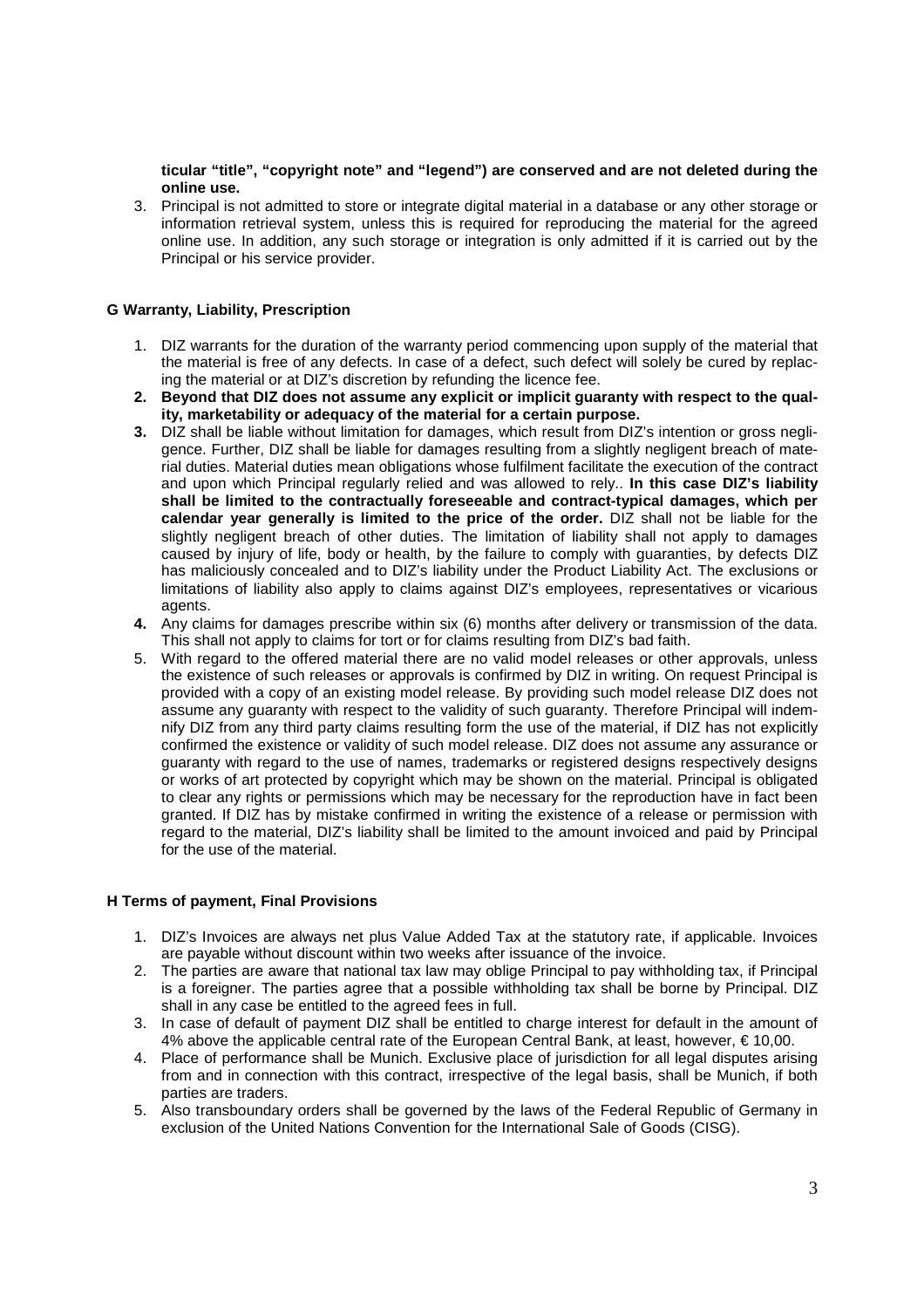**ticular "title", "copyright note" and "legend") are conserved and are not deleted during the online use.**

3. Principal is not admitted to store or integrate digital material in a database or any other storage or information retrieval system, unless this is required for reproducing the material for the agreed online use. In addition, any such storage or integration is only admitted if it is carried out by the Principal or his service provider.

## G Warranty, Liability, Prescription

1. DIZ warrants for the duration of the warranty period commencing upon supply of the material that the material is free of any defects. In case of a defect, such defect will solely be cured by replacing the material or at DIZ's discretion by refunding the licence fee.
2. **Beyond that DIZ does not assume any explicit or implicit guaranty with respect to the quality, marketability or adequacy of the material for a certain purpose.**
3. DIZ shall be liable without limitation for damages, which result from DIZ's intention or gross negligence. Further, DIZ shall be liable for damages resulting from a slightly negligent breach of material duties. Material duties mean obligations whose fulfilment facilitate the execution of the contract and upon which Principal regularly relied and was allowed to rely.. **In this case DIZ's liability shall be limited to the contractually foreseeable and contract-typical damages, which per calendar year generally is limited to the price of the order.** DIZ shall not be liable for the slightly negligent breach of other duties. The limitation of liability shall not apply to damages caused by injury of life, body or health, by the failure to comply with guaranties, by defects DIZ has maliciously concealed and to DIZ's liability under the Product Liability Act. The exclusions or limitations of liability also apply to claims against DIZ's employees, representatives or vicarious agents.
4. Any claims for damages prescribe within six (6) months after delivery or transmission of the data. This shall not apply to claims for tort or for claims resulting from DIZ's bad faith.
5. With regard to the offered material there are no valid model releases or other approvals, unless the existence of such releases or approvals is confirmed by DIZ in writing. On request Principal is provided with a copy of an existing model release. By providing such model release DIZ does not assume any guaranty with respect to the validity of such guaranty. Therefore Principal will indemnify DIZ from any third party claims resulting form the use of the material, if DIZ has not explicitly confirmed the existence or validity of such model release. DIZ does not assume any assurance or guaranty with regard to the use of names, trademarks or registered designs respectively designs or works of art protected by copyright which may be shown on the material. Principal is obligated to clear any rights or permissions which may be necessary for the reproduction have in fact been granted. If DIZ has by mistake confirmed in writing the existence of a release or permission with regard to the material, DIZ's liability shall be limited to the amount invoiced and paid by Principal for the use of the material.

## H Terms of payment, Final Provisions

1. DIZ's Invoices are always net plus Value Added Tax at the statutory rate, if applicable. Invoices are payable without discount within two weeks after issuance of the invoice.
2. The parties are aware that national tax law may oblige Principal to pay withholding tax, if Principal is a foreigner. The parties agree that a possible withholding tax shall be borne by Principal. DIZ shall in any case be entitled to the agreed fees in full.
3. In case of default of payment DIZ shall be entitled to charge interest for default in the amount of 4% above the applicable central rate of the European Central Bank, at least, however, € 10,00.
4. Place of performance shall be Munich. Exclusive place of jurisdiction for all legal disputes arising from and in connection with this contract, irrespective of the legal basis, shall be Munich, if both parties are traders.
5. Also transboundary orders shall be governed by the laws of the Federal Republic of Germany in exclusion of the United Nations Convention for the International Sale of Goods (CISG).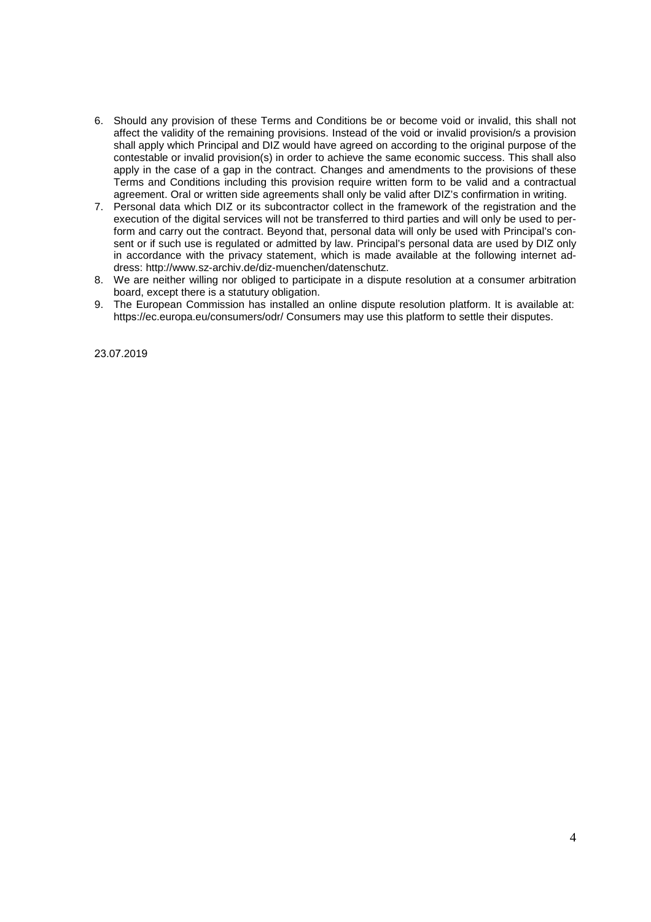6. Should any provision of these Terms and Conditions be or become void or invalid, this shall not affect the validity of the remaining provisions. Instead of the void or invalid provision/s a provision shall apply which Principal and DIZ would have agreed on according to the original purpose of the contestable or invalid provision(s) in order to achieve the same economic success. This shall also apply in the case of a gap in the contract. Changes and amendments to the provisions of these Terms and Conditions including this provision require written form to be valid and a contractual agreement. Oral or written side agreements shall only be valid after DIZ's confirmation in writing.
7. Personal data which DIZ or its subcontractor collect in the framework of the registration and the execution of the digital services will not be transferred to third parties and will only be used to perform and carry out the contract. Beyond that, personal data will only be used with Principal's consent or if such use is regulated or admitted by law. Principal's personal data are used by DIZ only in accordance with the privacy statement, which is made available at the following internet address: http://www.sz-archiv.de/diz-muenchen/datenschutz.
8. We are neither willing nor obliged to participate in a dispute resolution at a consumer arbitration board, except there is a statutury obligation.
9. The European Commission has installed an online dispute resolution platform. It is available at: https://ec.europa.eu/consumers/odr/ Consumers may use this platform to settle their disputes.

23.07.2019